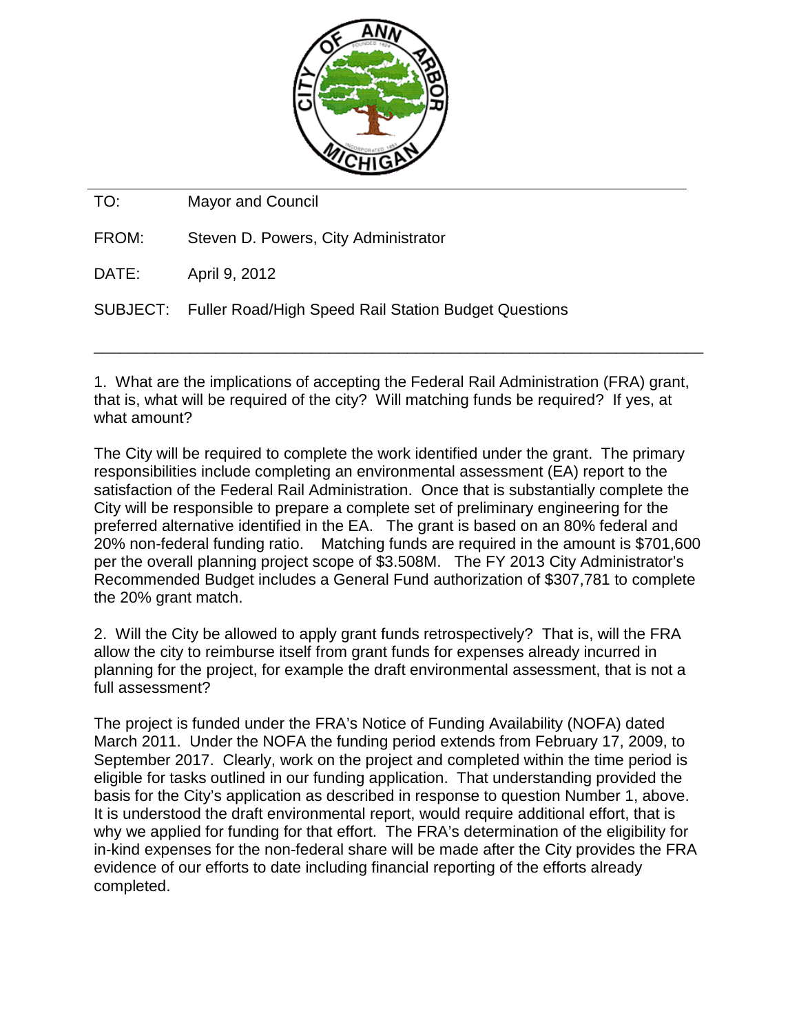TO: Mayor and Council

FROM: Steven D. Powers, City Administrator

DATE: April 9, 2012

SUBJECT: Fuller Road/High Speed Rail Station Budget Questions

---

1. What are the implications of accepting the Federal Rail Administration (FRA) grant, that is, what will be required of the city? Will matching funds be required? If yes, at what amount?

The City will be required to complete the work identified under the grant. The primary responsibilities include completing an environmental assessment (EA) report to the satisfaction of the Federal Rail Administration. Once that is substantially complete the City will be responsible to prepare a complete set of preliminary engineering for the preferred alternative identified in the EA. The grant is based on an 80% federal and 20% non-federal funding ratio. Matching funds are required in the amount is $701,600 per the overall planning project scope of $3.508M. The FY 2013 City Administrator's Recommended Budget includes a General Fund authorization of $307,781 to complete the 20% grant match.

2. Will the City be allowed to apply grant funds retrospectively? That is, will the FRA allow the city to reimburse itself from grant funds for expenses already incurred in planning for the project, for example the draft environmental assessment, that is not a full assessment?

The project is funded under the FRA's Notice of Funding Availability (NOFA) dated March 2011. Under the NOFA the funding period extends from February 17, 2009, to September 2017. Clearly, work on the project and completed within the time period is eligible for tasks outlined in our funding application. That understanding provided the basis for the City's application as described in response to question Number 1, above. It is understood the draft environmental report, would require additional effort, that is why we applied for funding for that effort. The FRA's determination of the eligibility for in-kind expenses for the non-federal share will be made after the City provides the FRA evidence of our efforts to date including financial reporting of the efforts already completed.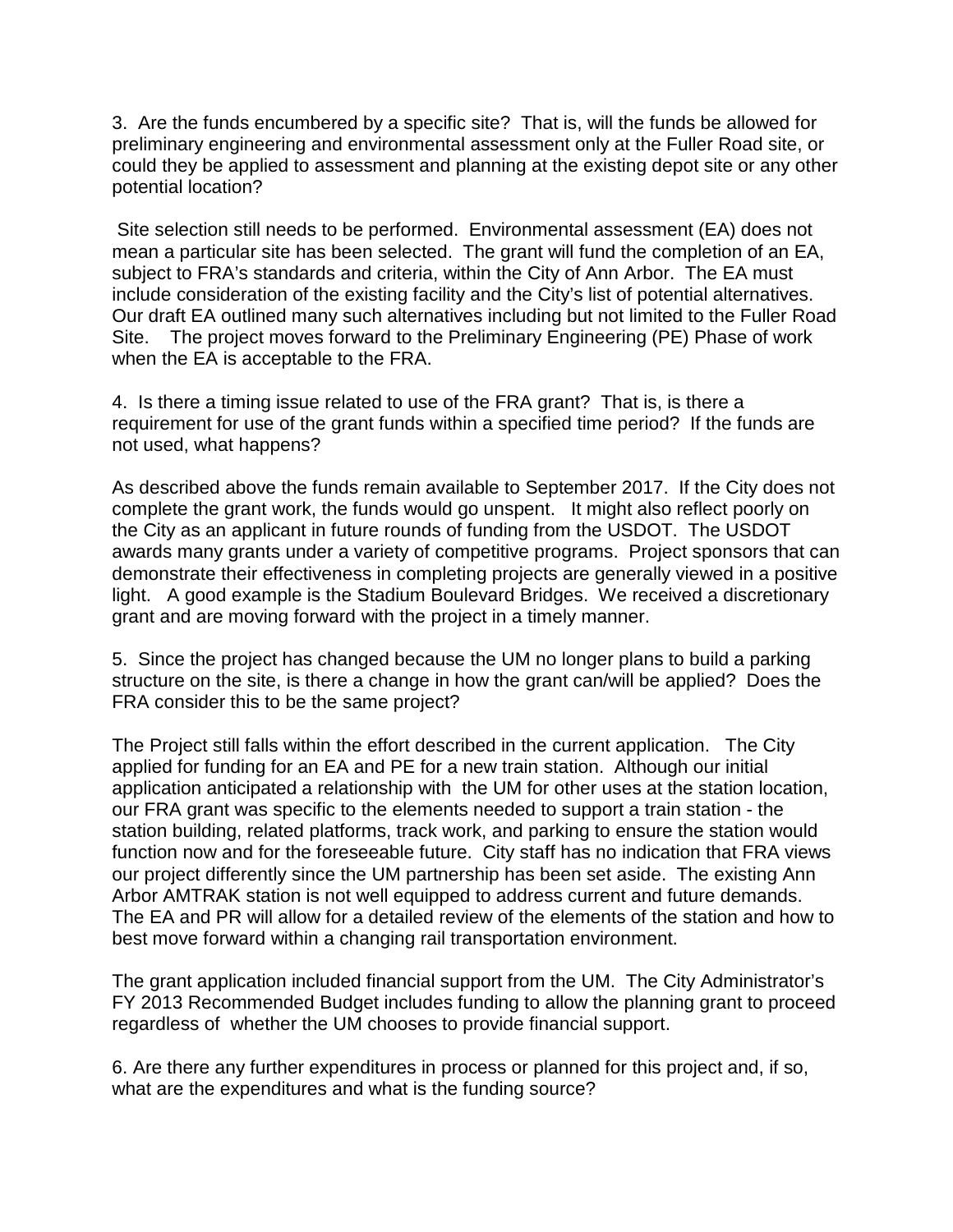3. Are the funds encumbered by a specific site? That is, will the funds be allowed for preliminary engineering and environmental assessment only at the Fuller Road site, or could they be applied to assessment and planning at the existing depot site or any other potential location?

Site selection still needs to be performed. Environmental assessment (EA) does not mean a particular site has been selected. The grant will fund the completion of an EA, subject to FRA's standards and criteria, within the City of Ann Arbor. The EA must include consideration of the existing facility and the City's list of potential alternatives. Our draft EA outlined many such alternatives including but not limited to the Fuller Road Site. The project moves forward to the Preliminary Engineering (PE) Phase of work when the EA is acceptable to the FRA.

4. Is there a timing issue related to use of the FRA grant? That is, is there a requirement for use of the grant funds within a specified time period? If the funds are not used, what happens?

As described above the funds remain available to September 2017. If the City does not complete the grant work, the funds would go unspent. It might also reflect poorly on the City as an applicant in future rounds of funding from the USDOT. The USDOT awards many grants under a variety of competitive programs. Project sponsors that can demonstrate their effectiveness in completing projects are generally viewed in a positive light. A good example is the Stadium Boulevard Bridges. We received a discretionary grant and are moving forward with the project in a timely manner.

5. Since the project has changed because the UM no longer plans to build a parking structure on the site, is there a change in how the grant can/will be applied? Does the FRA consider this to be the same project?

The Project still falls within the effort described in the current application. The City applied for funding for an EA and PE for a new train station. Although our initial application anticipated a relationship with the UM for other uses at the station location, our FRA grant was specific to the elements needed to support a train station - the station building, related platforms, track work, and parking to ensure the station would function now and for the foreseeable future. City staff has no indication that FRA views our project differently since the UM partnership has been set aside. The existing Ann Arbor AMTRAK station is not well equipped to address current and future demands. The EA and PR will allow for a detailed review of the elements of the station and how to best move forward within a changing rail transportation environment.

The grant application included financial support from the UM. The City Administrator's FY 2013 Recommended Budget includes funding to allow the planning grant to proceed regardless of whether the UM chooses to provide financial support.

6. Are there any further expenditures in process or planned for this project and, if so, what are the expenditures and what is the funding source?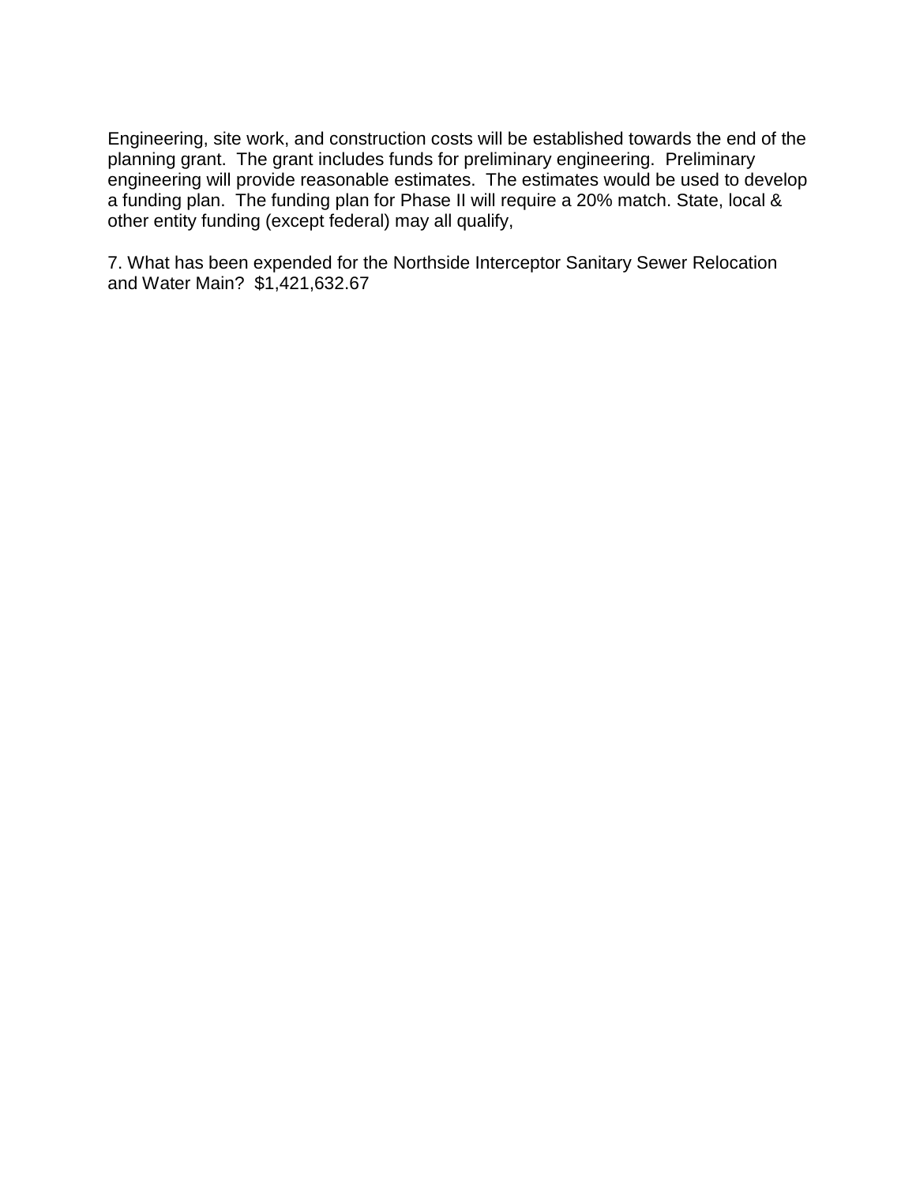Engineering, site work, and construction costs will be established towards the end of the planning grant. The grant includes funds for preliminary engineering. Preliminary engineering will provide reasonable estimates. The estimates would be used to develop a funding plan. The funding plan for Phase II will require a 20% match. State, local & other entity funding (except federal) may all qualify,

7. What has been expended for the Northside Interceptor Sanitary Sewer Relocation and Water Main? $1,421,632.67